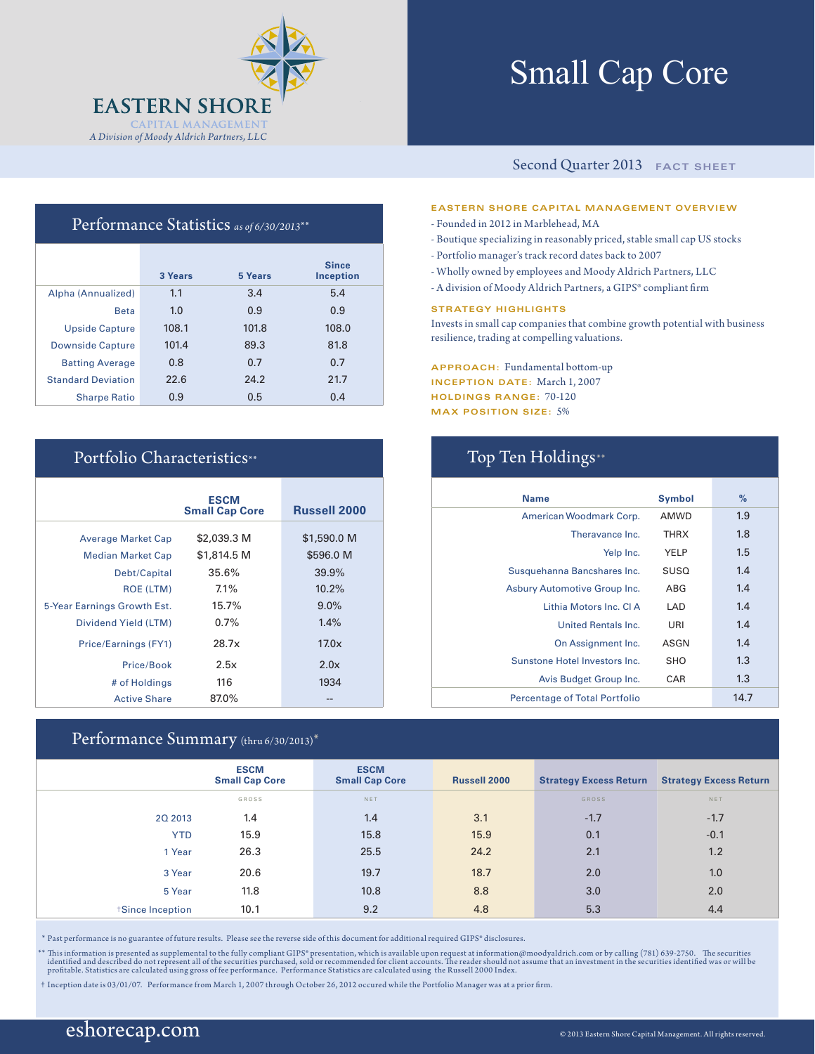# EASTERN SHORE

CAPITAL MANAGEMENT

*A Division of Moody Aldrich Partners, LLC*

# Small Cap Core

Second Quarter 2013 FACT SHEET

## Performance Statistics *as of 6/30/2013***

| | 3 Years | 5 Years | Since Inception |
|---|---|---|---|
| Alpha (Annualized) | 1.1 | 3.4 | 5.4 |
| Beta | 1.0 | 0.9 | 0.9 |
| Upside Capture | 108.1 | 101.8 | 108.0 |
| Downside Capture | 101.4 | 89.3 | 81.8 |
| Batting Average | 0.8 | 0.7 | 0.7 |
| Standard Deviation | 22.6 | 24.2 | 21.7 |
| Sharpe Ratio | 0.9 | 0.5 | 0.4 |

## Portfolio Characteristics**

| | ESCM Small Cap Core | Russell 2000 |
|---|---|---|
| Average Market Cap | $2,039.3 M | $1,590.0 M |
| Median Market Cap | $1,814.5 M | $596.0 M |
| Debt/Capital | 35.6% | 39.9% |
| ROE (LTM) | 7.1% | 10.2% |
| 5-Year Earnings Growth Est. | 15.7% | 9.0% |
| Dividend Yield (LTM) | 0.7% | 1.4% |
| Price/Earnings (FY1) | 28.7x | 17.0x |
| Price/Book | 2.5x | 2.0x |
| # of Holdings | 116 | 1934 |
| Active Share | 87.0% | -- |

### EASTERN SHORE CAPITAL MANAGEMENT OVERVIEW

- Founded in 2012 in Marblehead, MA
- Boutique specializing in reasonably priced, stable small cap US stocks
- Portfolio manager's track record dates back to 2007
- Wholly owned by employees and Moody Aldrich Partners, LLC
- A division of Moody Aldrich Partners, a GIPS® compliant firm

### STRATEGY HIGHLIGHTS

Invests in small cap companies that combine growth potential with business resilience, trading at compelling valuations.

**APPROACH:** Fundamental bottom-up
**INCEPTION DATE:** March 1, 2007
**HOLDINGS RANGE:** 70-120
**MAX POSITION SIZE:** 5%

## Top Ten Holdings**

| Name | Symbol | % |
|---|---|---|
| American Woodmark Corp. | AMWD | 1.9 |
| Theravance Inc. | THRX | 1.8 |
| Yelp Inc. | YELP | 1.5 |
| Susquehanna Bancshares Inc. | SUSQ | 1.4 |
| Asbury Automotive Group Inc. | ABG | 1.4 |
| Lithia Motors Inc. Cl A | LAD | 1.4 |
| United Rentals Inc. | URI | 1.4 |
| On Assignment Inc. | ASGN | 1.4 |
| Sunstone Hotel Investors Inc. | SHO | 1.3 |
| Avis Budget Group Inc. | CAR | 1.3 |
| Percentage of Total Portfolio | | 14.7 |

## Performance Summary (thru 6/30/2013)*

| | ESCM Small Cap Core | ESCM Small Cap Core | Russell 2000 | Strategy Excess Return | Strategy Excess Return |
|---|---|---|---|---|---|
| | GROSS | NET | | GROSS | NET |
| 2Q 2013 | 1.4 | 1.4 | 3.1 | -1.7 | -1.7 |
| YTD | 15.9 | 15.8 | 15.9 | 0.1 | -0.1 |
| 1 Year | 26.3 | 25.5 | 24.2 | 2.1 | 1.2 |
| 3 Year | 20.6 | 19.7 | 18.7 | 2.0 | 1.0 |
| 5 Year | 11.8 | 10.8 | 8.8 | 3.0 | 2.0 |
| †Since Inception | 10.1 | 9.2 | 4.8 | 5.3 | 4.4 |

\* Past performance is no guarantee of future results. Please see the reverse side of this document for additional required GIPS® disclosures.

** This information is presented as supplemental to the fully compliant GIPS® presentation, which is available upon request at information@moodyaldrich.com or by calling (781) 639-2750. The securities identified and described do not represent all of the securities purchased, sold or recommended for client accounts. The reader should not assume that an investment in the securities identified was or will be profitable. Statistics are calculated using gross of fee performance. Performance Statistics are calculated using the Russell 2000 Index.

† Inception date is 03/01/07. Performance from March 1, 2007 through October 26, 2012 occured while the Portfolio Manager was at a prior firm.

eshorecap.com

© 2013 Eastern Shore Capital Management. All rights reserved.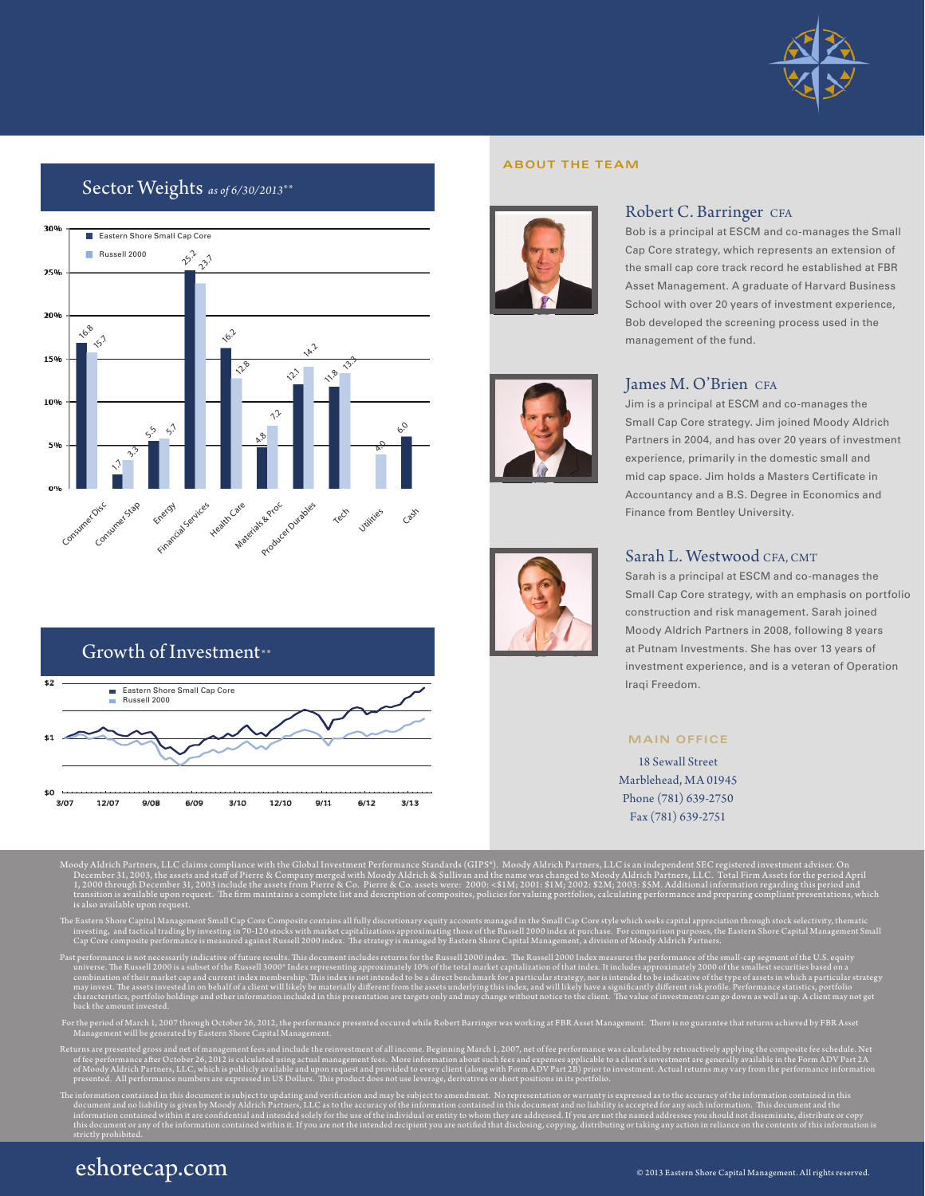## Sector Weights *as of 6/30/2013\*\**

30%
25%
20%
15%
10%
5%
0%

Eastern Shore Small Cap Core
Russell 2000

16.8 15.7
1.7 3.3
5.5 5.7
25.2 23.7
16.2 12.8
4.8 7.2
12.1 14.2
11.8 13.3
4.0
6.0

Consumer Disc
Consumer Stap
Energy
Financial Services
Health Care
Materials & Proc
Producer Durables
Tech
Utilities
Cash

## Growth of Investment\*\*

$2
$1
$0

Eastern Shore Small Cap Core
Russell 2000

3/07 12/07 9/08 6/09 3/10 12/10 9/11 6/12 3/13

## ABOUT THE TEAM

### Robert C. Barringer CFA

Bob is a principal at ESCM and co-manages the Small Cap Core strategy, which represents an extension of the small cap core track record he established at FBR Asset Management. A graduate of Harvard Business School with over 20 years of investment experience, Bob developed the screening process used in the management of the fund.

### James M. O'Brien CFA

Jim is a principal at ESCM and co-manages the Small Cap Core strategy. Jim joined Moody Aldrich Partners in 2004, and has over 20 years of investment experience, primarily in the domestic small and mid cap space. Jim holds a Masters Certificate in Accountancy and a B.S. Degree in Economics and Finance from Bentley University.

### Sarah L. Westwood CFA, CMT

Sarah is a principal at ESCM and co-manages the Small Cap Core strategy, with an emphasis on portfolio construction and risk management. Sarah joined Moody Aldrich Partners in 2008, following 8 years at Putnam Investments. She has over 13 years of investment experience, and is a veteran of Operation Iraqi Freedom.

### MAIN OFFICE

18 Sewall Street
Marblehead, MA 01945
Phone (781) 639-2750
Fax (781) 639-2751

Moody Aldrich Partners, LLC claims compliance with the Global Investment Performance Standards (GIPS®). Moody Aldrich Partners, LLC is an independent SEC registered investment adviser. On December 31, 2003, the assets and staff of Pierre & Company merged with Moody Aldrich & Sullivan and the name was changed to Moody Aldrich Partners, LLC. Total Firm Assets for the period April 1, 2000 through December 31, 2003 include the assets from Pierre & Co. Pierre & Co. assets were: 2000: <$1M; 2001: $1M; 2002: $2M; 2003: $5M. Additional information regarding this period and transition is available upon request. The firm maintains a complete list and description of composites, policies for valuing portfolios, calculating performance and preparing compliant presentations, which is also available upon request.

The Eastern Shore Capital Management Small Cap Core Composite contains all fully discretionary equity accounts managed in the Small Cap Core style which seeks capital appreciation through stock selectivity, thematic investing, and tactical trading by investing in 70-120 stocks with market capitalizations approximating those of the Russell 2000 index at purchase. For comparison purposes, the Eastern Shore Capital Management Small Cap Core composite performance is measured against Russell 2000 index. The strategy is managed by Eastern Shore Capital Management, a division of Moody Aldrich Partners.

Past performance is not necessarily indicative of future results. This document includes returns for the Russell 2000 index. The Russell 2000 Index measures the performance of the small-cap segment of the U.S. equity universe. The Russell 2000 is a subset of the Russell 3000® Index representing approximately 10% of the total market capitalization of that index. It includes approximately 2000 of the smallest securities based on a combination of their market cap and current index membership. This index is not intended to be a direct benchmark for a particular strategy, nor is intended to be indicative of the type of assets in which a particular strategy may invest. The assets invested in on behalf of a client will likely be materially different from the assets underlying this index, and will likely have a significantly different risk profile. Performance statistics, portfolio characteristics, portfolio holdings and other information included in this presentation are targets only and may change without notice to the client. The value of investments can go down as well as up. A client may not get back the amount invested.

For the period of March 1, 2007 through October 26, 2012, the performance presented occured while Robert Barringer was working at FBR Asset Management. There is no guarantee that returns achieved by FBR Asset Management will be generated by Eastern Shore Capital Management.

Returns are presented gross and net of management fees and include the reinvestment of all income. Beginning March 1, 2007, net of fee performance was calculated by retroactively applying the composite fee schedule. Net of fee performance after October 26, 2012 is calculated using actual management fees. More information about such fees and expenses applicable to a client's investment are generally available in the Form ADV Part 2A of Moody Aldrich Partners, LLC, which is publicly available and upon request and provided to every client (along with Form ADV Part 2B) prior to investment. Actual returns may vary from the performance information presented. All performance numbers are expressed in US Dollars. This product does not use leverage, derivatives or short positions in its portfolio.

The information contained in this document is subject to updating and verification and may be subject to amendment. No representation or warranty is expressed as to the accuracy of the information contained in this document and no liability is given by Moody Aldrich Partners, LLC as to the accuracy of the information contained in this document and no liability is accepted for any such information. This document and the information contained within it are confidential and intended solely for the use of the individual or entity to whom they are addressed. If you are not the named addressee you should not disseminate, distribute or copy this document or any of the information contained within it. If you are not the intended recipient you are notified that disclosing, copying, distributing or taking any action in reliance on the contents of this information is strictly prohibited.

eshorecap.com

© 2013 Eastern Shore Capital Management. All rights reserved.